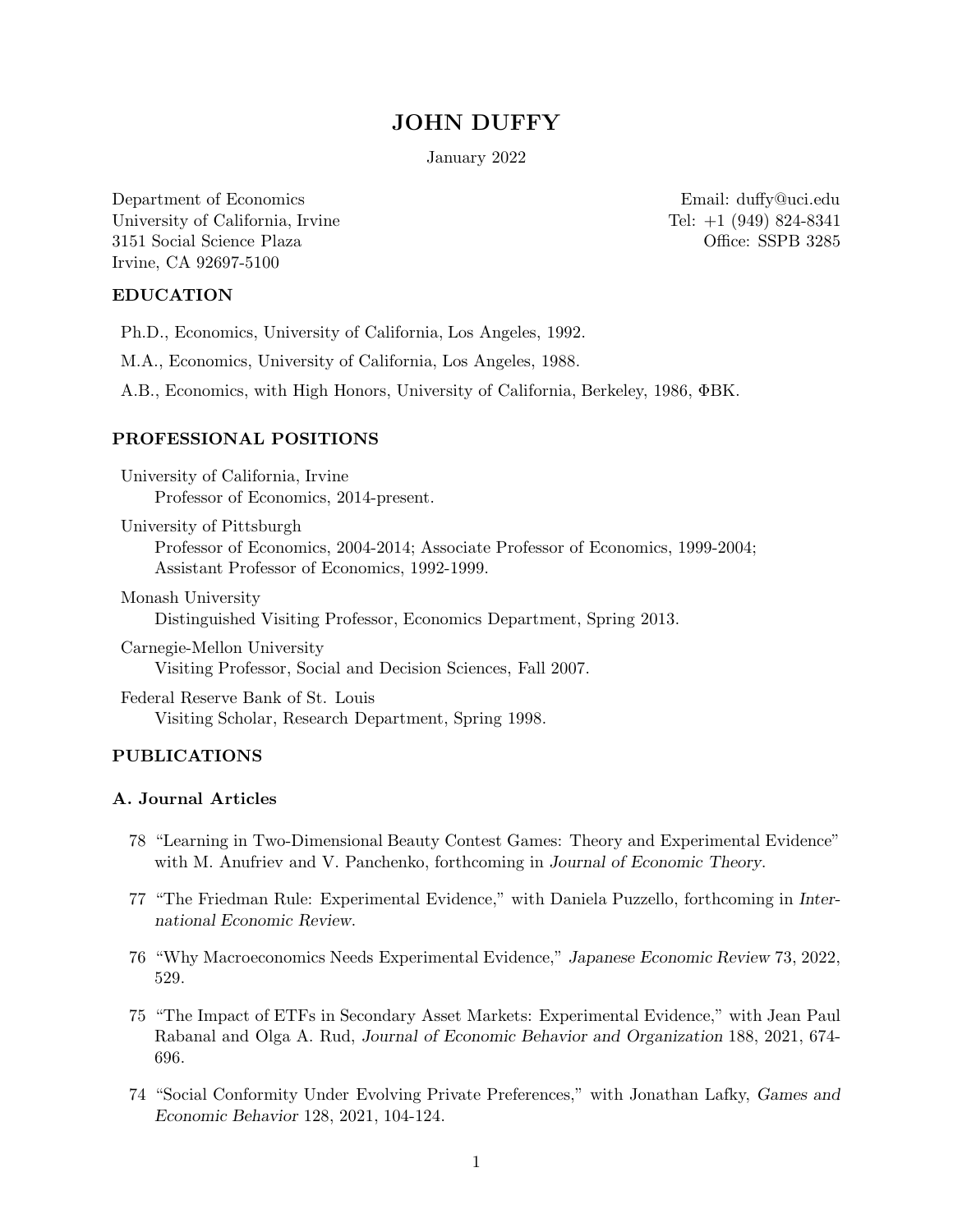# JOHN DUFFY

January 2022

Department of Economics
University of California, Irvine
3151 Social Science Plaza
Irvine, CA 92697-5100

Email: duffy@uci.edu
Tel: +1 (949) 824-8341
Office: SSPB 3285

## EDUCATION

Ph.D., Economics, University of California, Los Angeles, 1992.

M.A., Economics, University of California, Los Angeles, 1988.

A.B., Economics, with High Honors, University of California, Berkeley, 1986, ΦBK.

## PROFESSIONAL POSITIONS

University of California, Irvine
Professor of Economics, 2014-present.

University of Pittsburgh
Professor of Economics, 2004-2014; Associate Professor of Economics, 1999-2004; Assistant Professor of Economics, 1992-1999.

Monash University
Distinguished Visiting Professor, Economics Department, Spring 2013.

Carnegie-Mellon University
Visiting Professor, Social and Decision Sciences, Fall 2007.

Federal Reserve Bank of St. Louis
Visiting Scholar, Research Department, Spring 1998.

## PUBLICATIONS

### A. Journal Articles

78 "Learning in Two-Dimensional Beauty Contest Games: Theory and Experimental Evidence" with M. Anufriev and V. Panchenko, forthcoming in *Journal of Economic Theory*.

77 "The Friedman Rule: Experimental Evidence," with Daniela Puzzello, forthcoming in *International Economic Review*.

76 "Why Macroeconomics Needs Experimental Evidence," *Japanese Economic Review* 73, 2022, 529.

75 "The Impact of ETFs in Secondary Asset Markets: Experimental Evidence," with Jean Paul Rabanal and Olga A. Rud, *Journal of Economic Behavior and Organization* 188, 2021, 674-696.

74 "Social Conformity Under Evolving Private Preferences," with Jonathan Lafky, *Games and Economic Behavior* 128, 2021, 104-124.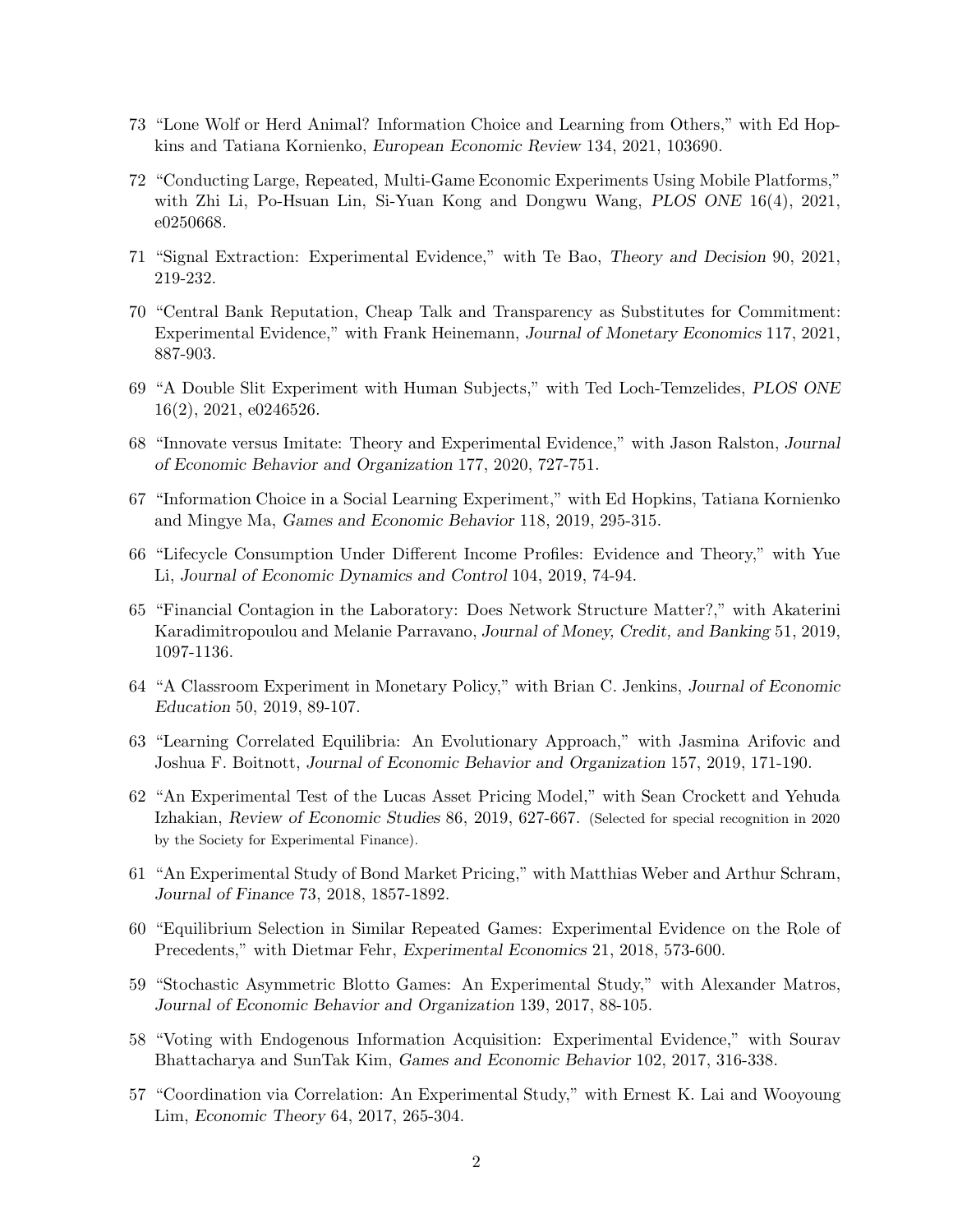73 "Lone Wolf or Herd Animal? Information Choice and Learning from Others," with Ed Hopkins and Tatiana Kornienko, *European Economic Review* 134, 2021, 103690.

72 "Conducting Large, Repeated, Multi-Game Economic Experiments Using Mobile Platforms," with Zhi Li, Po-Hsuan Lin, Si-Yuan Kong and Dongwu Wang, *PLOS ONE* 16(4), 2021, e0250668.

71 "Signal Extraction: Experimental Evidence," with Te Bao, *Theory and Decision* 90, 2021, 219-232.

70 "Central Bank Reputation, Cheap Talk and Transparency as Substitutes for Commitment: Experimental Evidence," with Frank Heinemann, *Journal of Monetary Economics* 117, 2021, 887-903.

69 "A Double Slit Experiment with Human Subjects," with Ted Loch-Temzelides, *PLOS ONE* 16(2), 2021, e0246526.

68 "Innovate versus Imitate: Theory and Experimental Evidence," with Jason Ralston, *Journal of Economic Behavior and Organization* 177, 2020, 727-751.

67 "Information Choice in a Social Learning Experiment," with Ed Hopkins, Tatiana Kornienko and Mingye Ma, *Games and Economic Behavior* 118, 2019, 295-315.

66 "Lifecycle Consumption Under Different Income Profiles: Evidence and Theory," with Yue Li, *Journal of Economic Dynamics and Control* 104, 2019, 74-94.

65 "Financial Contagion in the Laboratory: Does Network Structure Matter?," with Akaterini Karadimitropoulou and Melanie Parravano, *Journal of Money, Credit, and Banking* 51, 2019, 1097-1136.

64 "A Classroom Experiment in Monetary Policy," with Brian C. Jenkins, *Journal of Economic Education* 50, 2019, 89-107.

63 "Learning Correlated Equilibria: An Evolutionary Approach," with Jasmina Arifovic and Joshua F. Boitnott, *Journal of Economic Behavior and Organization* 157, 2019, 171-190.

62 "An Experimental Test of the Lucas Asset Pricing Model," with Sean Crockett and Yehuda Izhakian, *Review of Economic Studies* 86, 2019, 627-667. (Selected for special recognition in 2020 by the Society for Experimental Finance).

61 "An Experimental Study of Bond Market Pricing," with Matthias Weber and Arthur Schram, *Journal of Finance* 73, 2018, 1857-1892.

60 "Equilibrium Selection in Similar Repeated Games: Experimental Evidence on the Role of Precedents," with Dietmar Fehr, *Experimental Economics* 21, 2018, 573-600.

59 "Stochastic Asymmetric Blotto Games: An Experimental Study," with Alexander Matros, *Journal of Economic Behavior and Organization* 139, 2017, 88-105.

58 "Voting with Endogenous Information Acquisition: Experimental Evidence," with Sourav Bhattacharya and SunTak Kim, *Games and Economic Behavior* 102, 2017, 316-338.

57 "Coordination via Correlation: An Experimental Study," with Ernest K. Lai and Wooyoung Lim, *Economic Theory* 64, 2017, 265-304.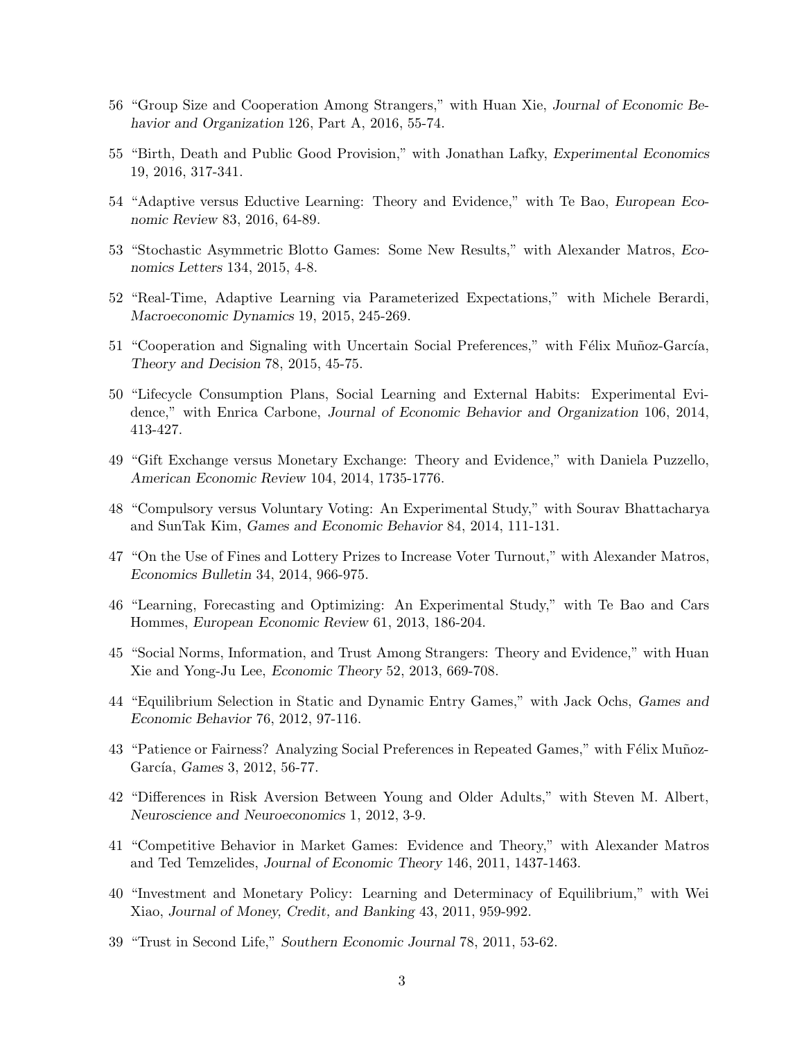56 "Group Size and Cooperation Among Strangers," with Huan Xie, *Journal of Economic Behavior and Organization* 126, Part A, 2016, 55-74.

55 "Birth, Death and Public Good Provision," with Jonathan Lafky, *Experimental Economics* 19, 2016, 317-341.

54 "Adaptive versus Eductive Learning: Theory and Evidence," with Te Bao, *European Economic Review* 83, 2016, 64-89.

53 "Stochastic Asymmetric Blotto Games: Some New Results," with Alexander Matros, *Economics Letters* 134, 2015, 4-8.

52 "Real-Time, Adaptive Learning via Parameterized Expectations," with Michele Berardi, *Macroeconomic Dynamics* 19, 2015, 245-269.

51 "Cooperation and Signaling with Uncertain Social Preferences," with Félix Muñoz-García, *Theory and Decision* 78, 2015, 45-75.

50 "Lifecycle Consumption Plans, Social Learning and External Habits: Experimental Evidence," with Enrica Carbone, *Journal of Economic Behavior and Organization* 106, 2014, 413-427.

49 "Gift Exchange versus Monetary Exchange: Theory and Evidence," with Daniela Puzzello, *American Economic Review* 104, 2014, 1735-1776.

48 "Compulsory versus Voluntary Voting: An Experimental Study," with Sourav Bhattacharya and SunTak Kim, *Games and Economic Behavior* 84, 2014, 111-131.

47 "On the Use of Fines and Lottery Prizes to Increase Voter Turnout," with Alexander Matros, *Economics Bulletin* 34, 2014, 966-975.

46 "Learning, Forecasting and Optimizing: An Experimental Study," with Te Bao and Cars Hommes, *European Economic Review* 61, 2013, 186-204.

45 "Social Norms, Information, and Trust Among Strangers: Theory and Evidence," with Huan Xie and Yong-Ju Lee, *Economic Theory* 52, 2013, 669-708.

44 "Equilibrium Selection in Static and Dynamic Entry Games," with Jack Ochs, *Games and Economic Behavior* 76, 2012, 97-116.

43 "Patience or Fairness? Analyzing Social Preferences in Repeated Games," with Félix Muñoz-García, *Games* 3, 2012, 56-77.

42 "Differences in Risk Aversion Between Young and Older Adults," with Steven M. Albert, *Neuroscience and Neuroeconomics* 1, 2012, 3-9.

41 "Competitive Behavior in Market Games: Evidence and Theory," with Alexander Matros and Ted Temzelides, *Journal of Economic Theory* 146, 2011, 1437-1463.

40 "Investment and Monetary Policy: Learning and Determinacy of Equilibrium," with Wei Xiao, *Journal of Money, Credit, and Banking* 43, 2011, 959-992.

39 "Trust in Second Life," *Southern Economic Journal* 78, 2011, 53-62.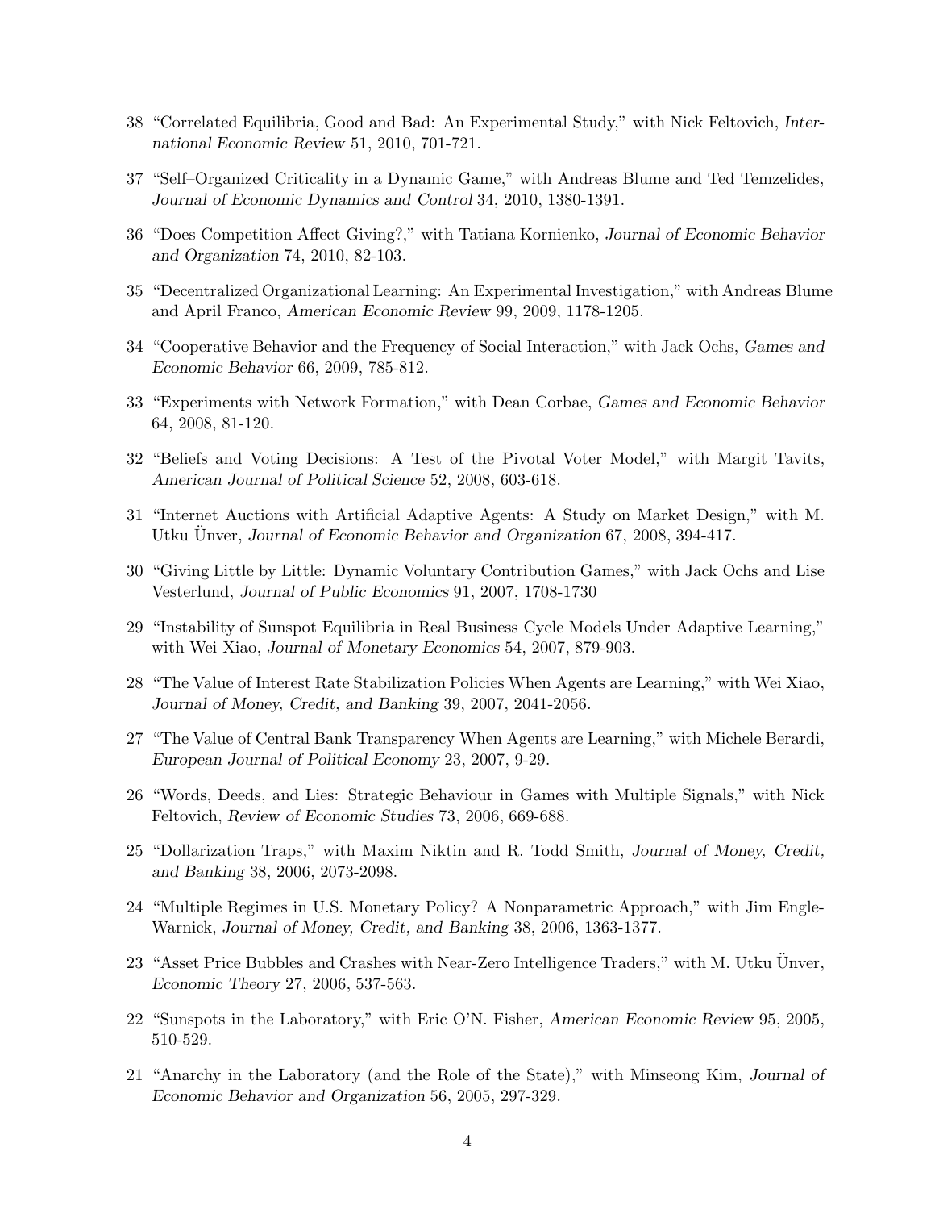38 "Correlated Equilibria, Good and Bad: An Experimental Study," with Nick Feltovich, *International Economic Review* 51, 2010, 701-721.

37 "Self–Organized Criticality in a Dynamic Game," with Andreas Blume and Ted Temzelides, *Journal of Economic Dynamics and Control* 34, 2010, 1380-1391.

36 "Does Competition Affect Giving?," with Tatiana Kornienko, *Journal of Economic Behavior and Organization* 74, 2010, 82-103.

35 "Decentralized Organizational Learning: An Experimental Investigation," with Andreas Blume and April Franco, *American Economic Review* 99, 2009, 1178-1205.

34 "Cooperative Behavior and the Frequency of Social Interaction," with Jack Ochs, *Games and Economic Behavior* 66, 2009, 785-812.

33 "Experiments with Network Formation," with Dean Corbae, *Games and Economic Behavior* 64, 2008, 81-120.

32 "Beliefs and Voting Decisions: A Test of the Pivotal Voter Model," with Margit Tavits, *American Journal of Political Science* 52, 2008, 603-618.

31 "Internet Auctions with Artificial Adaptive Agents: A Study on Market Design," with M. Utku Ünver, *Journal of Economic Behavior and Organization* 67, 2008, 394-417.

30 "Giving Little by Little: Dynamic Voluntary Contribution Games," with Jack Ochs and Lise Vesterlund, *Journal of Public Economics* 91, 2007, 1708-1730

29 "Instability of Sunspot Equilibria in Real Business Cycle Models Under Adaptive Learning," with Wei Xiao, *Journal of Monetary Economics* 54, 2007, 879-903.

28 "The Value of Interest Rate Stabilization Policies When Agents are Learning," with Wei Xiao, *Journal of Money, Credit, and Banking* 39, 2007, 2041-2056.

27 "The Value of Central Bank Transparency When Agents are Learning," with Michele Berardi, *European Journal of Political Economy* 23, 2007, 9-29.

26 "Words, Deeds, and Lies: Strategic Behaviour in Games with Multiple Signals," with Nick Feltovich, *Review of Economic Studies* 73, 2006, 669-688.

25 "Dollarization Traps," with Maxim Niktin and R. Todd Smith, *Journal of Money, Credit, and Banking* 38, 2006, 2073-2098.

24 "Multiple Regimes in U.S. Monetary Policy? A Nonparametric Approach," with Jim Engle-Warnick, *Journal of Money, Credit, and Banking* 38, 2006, 1363-1377.

23 "Asset Price Bubbles and Crashes with Near-Zero Intelligence Traders," with M. Utku Ünver, *Economic Theory* 27, 2006, 537-563.

22 "Sunspots in the Laboratory," with Eric O'N. Fisher, *American Economic Review* 95, 2005, 510-529.

21 "Anarchy in the Laboratory (and the Role of the State)," with Minseong Kim, *Journal of Economic Behavior and Organization* 56, 2005, 297-329.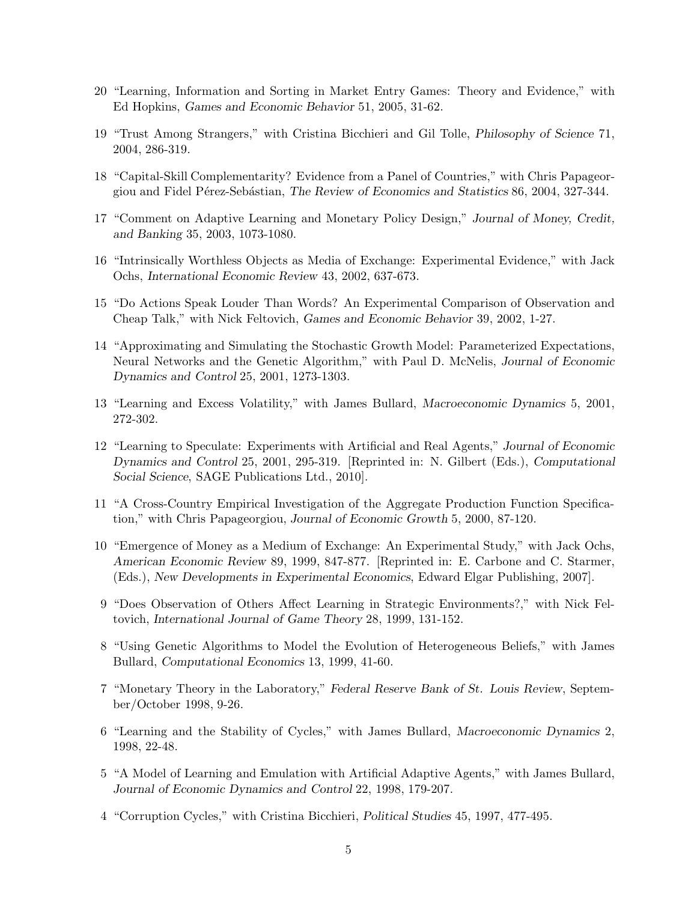20 "Learning, Information and Sorting in Market Entry Games: Theory and Evidence," with Ed Hopkins, *Games and Economic Behavior* 51, 2005, 31-62.

19 "Trust Among Strangers," with Cristina Bicchieri and Gil Tolle, *Philosophy of Science* 71, 2004, 286-319.

18 "Capital-Skill Complementarity? Evidence from a Panel of Countries," with Chris Papageorgiou and Fidel Pérez-Sebástian, *The Review of Economics and Statistics* 86, 2004, 327-344.

17 "Comment on Adaptive Learning and Monetary Policy Design," *Journal of Money, Credit, and Banking* 35, 2003, 1073-1080.

16 "Intrinsically Worthless Objects as Media of Exchange: Experimental Evidence," with Jack Ochs, *International Economic Review* 43, 2002, 637-673.

15 "Do Actions Speak Louder Than Words? An Experimental Comparison of Observation and Cheap Talk," with Nick Feltovich, *Games and Economic Behavior* 39, 2002, 1-27.

14 "Approximating and Simulating the Stochastic Growth Model: Parameterized Expectations, Neural Networks and the Genetic Algorithm," with Paul D. McNelis, *Journal of Economic Dynamics and Control* 25, 2001, 1273-1303.

13 "Learning and Excess Volatility," with James Bullard, *Macroeconomic Dynamics* 5, 2001, 272-302.

12 "Learning to Speculate: Experiments with Artificial and Real Agents," *Journal of Economic Dynamics and Control* 25, 2001, 295-319. [Reprinted in: N. Gilbert (Eds.), *Computational Social Science*, SAGE Publications Ltd., 2010].

11 "A Cross-Country Empirical Investigation of the Aggregate Production Function Specification," with Chris Papageorgiou, *Journal of Economic Growth* 5, 2000, 87-120.

10 "Emergence of Money as a Medium of Exchange: An Experimental Study," with Jack Ochs, *American Economic Review* 89, 1999, 847-877. [Reprinted in: E. Carbone and C. Starmer, (Eds.), *New Developments in Experimental Economics*, Edward Elgar Publishing, 2007].

9 "Does Observation of Others Affect Learning in Strategic Environments?," with Nick Feltovich, *International Journal of Game Theory* 28, 1999, 131-152.

8 "Using Genetic Algorithms to Model the Evolution of Heterogeneous Beliefs," with James Bullard, *Computational Economics* 13, 1999, 41-60.

7 "Monetary Theory in the Laboratory," *Federal Reserve Bank of St. Louis Review*, September/October 1998, 9-26.

6 "Learning and the Stability of Cycles," with James Bullard, *Macroeconomic Dynamics* 2, 1998, 22-48.

5 "A Model of Learning and Emulation with Artificial Adaptive Agents," with James Bullard, *Journal of Economic Dynamics and Control* 22, 1998, 179-207.

4 "Corruption Cycles," with Cristina Bicchieri, *Political Studies* 45, 1997, 477-495.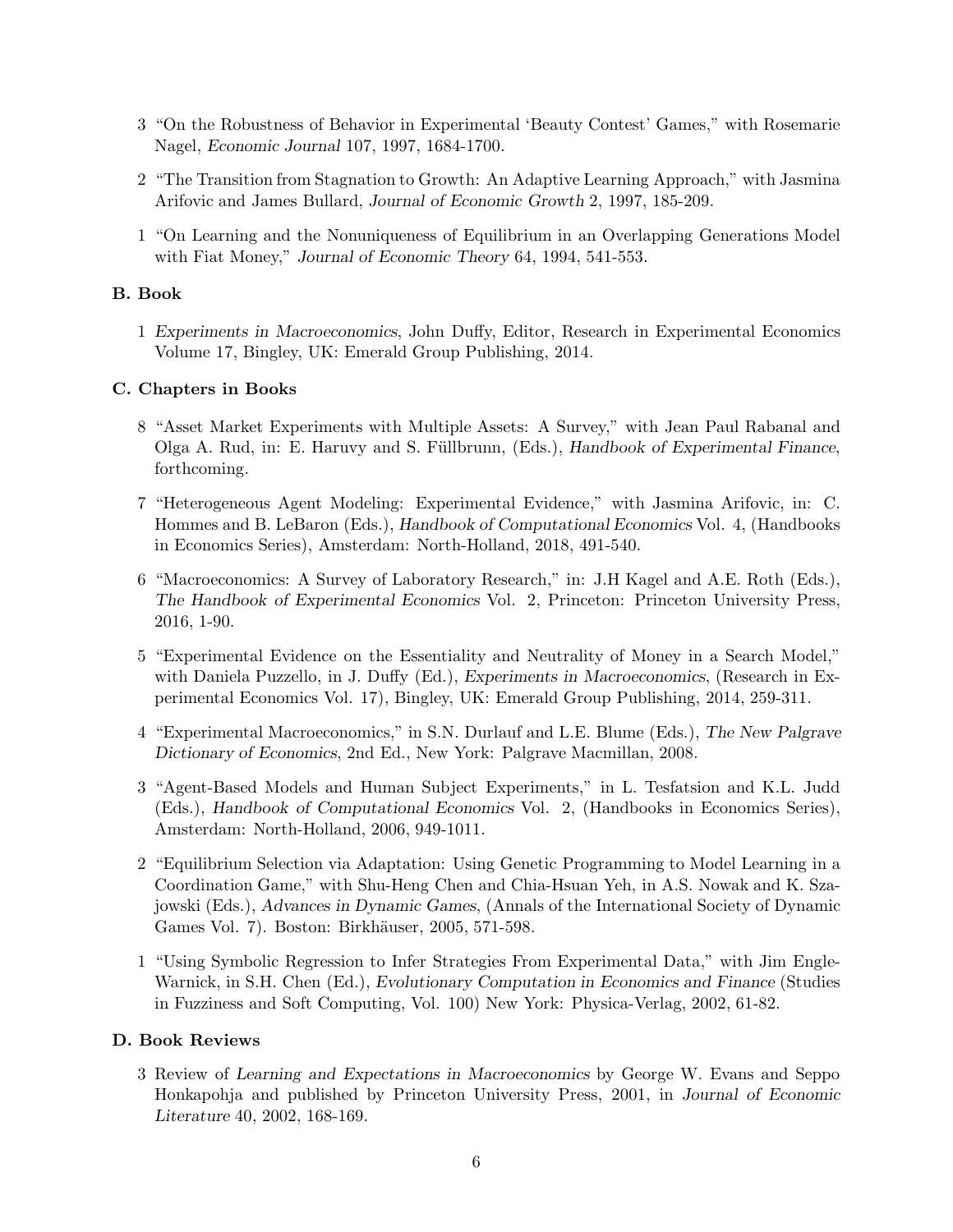3 "On the Robustness of Behavior in Experimental 'Beauty Contest' Games," with Rosemarie Nagel, *Economic Journal* 107, 1997, 1684-1700.

2 "The Transition from Stagnation to Growth: An Adaptive Learning Approach," with Jasmina Arifovic and James Bullard, *Journal of Economic Growth* 2, 1997, 185-209.

1 "On Learning and the Nonuniqueness of Equilibrium in an Overlapping Generations Model with Fiat Money," *Journal of Economic Theory* 64, 1994, 541-553.

### B. Book

1 *Experiments in Macroeconomics*, John Duffy, Editor, Research in Experimental Economics Volume 17, Bingley, UK: Emerald Group Publishing, 2014.

### C. Chapters in Books

8 "Asset Market Experiments with Multiple Assets: A Survey," with Jean Paul Rabanal and Olga A. Rud, in: E. Haruvy and S. Füllbrunn, (Eds.), *Handbook of Experimental Finance*, forthcoming.

7 "Heterogeneous Agent Modeling: Experimental Evidence," with Jasmina Arifovic, in: C. Hommes and B. LeBaron (Eds.), *Handbook of Computational Economics* Vol. 4, (Handbooks in Economics Series), Amsterdam: North-Holland, 2018, 491-540.

6 "Macroeconomics: A Survey of Laboratory Research," in: J.H Kagel and A.E. Roth (Eds.), *The Handbook of Experimental Economics* Vol. 2, Princeton: Princeton University Press, 2016, 1-90.

5 "Experimental Evidence on the Essentiality and Neutrality of Money in a Search Model," with Daniela Puzzello, in J. Duffy (Ed.), *Experiments in Macroeconomics*, (Research in Experimental Economics Vol. 17), Bingley, UK: Emerald Group Publishing, 2014, 259-311.

4 "Experimental Macroeconomics," in S.N. Durlauf and L.E. Blume (Eds.), *The New Palgrave Dictionary of Economics*, 2nd Ed., New York: Palgrave Macmillan, 2008.

3 "Agent-Based Models and Human Subject Experiments," in L. Tesfatsion and K.L. Judd (Eds.), *Handbook of Computational Economics* Vol. 2, (Handbooks in Economics Series), Amsterdam: North-Holland, 2006, 949-1011.

2 "Equilibrium Selection via Adaptation: Using Genetic Programming to Model Learning in a Coordination Game," with Shu-Heng Chen and Chia-Hsuan Yeh, in A.S. Nowak and K. Szajowski (Eds.), *Advances in Dynamic Games*, (Annals of the International Society of Dynamic Games Vol. 7). Boston: Birkhäuser, 2005, 571-598.

1 "Using Symbolic Regression to Infer Strategies From Experimental Data," with Jim Engle-Warnick, in S.H. Chen (Ed.), *Evolutionary Computation in Economics and Finance* (Studies in Fuzziness and Soft Computing, Vol. 100) New York: Physica-Verlag, 2002, 61-82.

### D. Book Reviews

3 Review of *Learning and Expectations in Macroeconomics* by George W. Evans and Seppo Honkapohja and published by Princeton University Press, 2001, in *Journal of Economic Literature* 40, 2002, 168-169.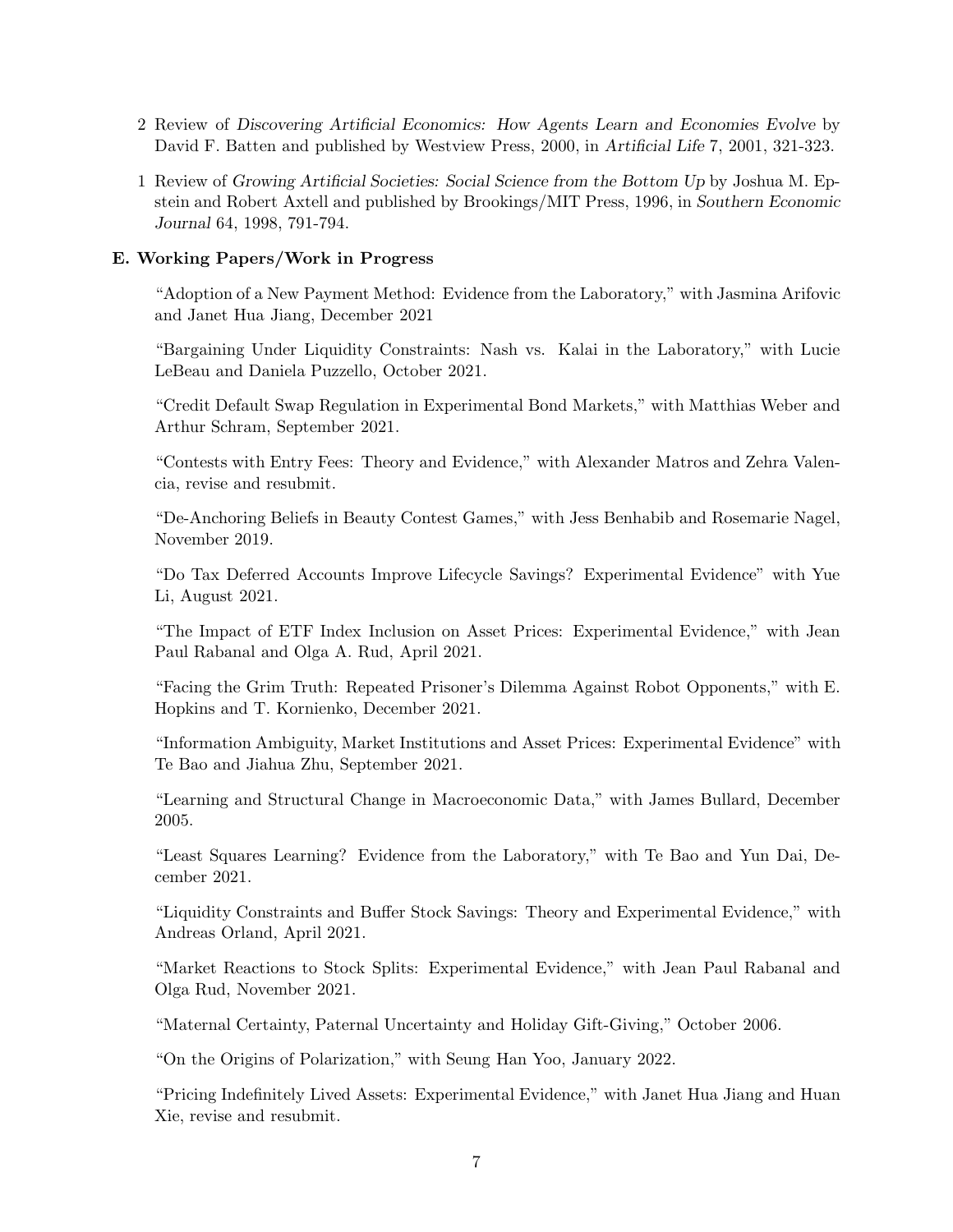2 Review of *Discovering Artificial Economics: How Agents Learn and Economies Evolve* by David F. Batten and published by Westview Press, 2000, in *Artificial Life* 7, 2001, 321-323.

1 Review of *Growing Artificial Societies: Social Science from the Bottom Up* by Joshua M. Epstein and Robert Axtell and published by Brookings/MIT Press, 1996, in *Southern Economic Journal* 64, 1998, 791-794.

### E. Working Papers/Work in Progress

"Adoption of a New Payment Method: Evidence from the Laboratory," with Jasmina Arifovic and Janet Hua Jiang, December 2021

"Bargaining Under Liquidity Constraints: Nash vs. Kalai in the Laboratory," with Lucie LeBeau and Daniela Puzzello, October 2021.

"Credit Default Swap Regulation in Experimental Bond Markets," with Matthias Weber and Arthur Schram, September 2021.

"Contests with Entry Fees: Theory and Evidence," with Alexander Matros and Zehra Valencia, revise and resubmit.

"De-Anchoring Beliefs in Beauty Contest Games," with Jess Benhabib and Rosemarie Nagel, November 2019.

"Do Tax Deferred Accounts Improve Lifecycle Savings? Experimental Evidence" with Yue Li, August 2021.

"The Impact of ETF Index Inclusion on Asset Prices: Experimental Evidence," with Jean Paul Rabanal and Olga A. Rud, April 2021.

"Facing the Grim Truth: Repeated Prisoner's Dilemma Against Robot Opponents," with E. Hopkins and T. Kornienko, December 2021.

"Information Ambiguity, Market Institutions and Asset Prices: Experimental Evidence" with Te Bao and Jiahua Zhu, September 2021.

"Learning and Structural Change in Macroeconomic Data," with James Bullard, December 2005.

"Least Squares Learning? Evidence from the Laboratory," with Te Bao and Yun Dai, December 2021.

"Liquidity Constraints and Buffer Stock Savings: Theory and Experimental Evidence," with Andreas Orland, April 2021.

"Market Reactions to Stock Splits: Experimental Evidence," with Jean Paul Rabanal and Olga Rud, November 2021.

"Maternal Certainty, Paternal Uncertainty and Holiday Gift-Giving," October 2006.

"On the Origins of Polarization," with Seung Han Yoo, January 2022.

"Pricing Indefinitely Lived Assets: Experimental Evidence," with Janet Hua Jiang and Huan Xie, revise and resubmit.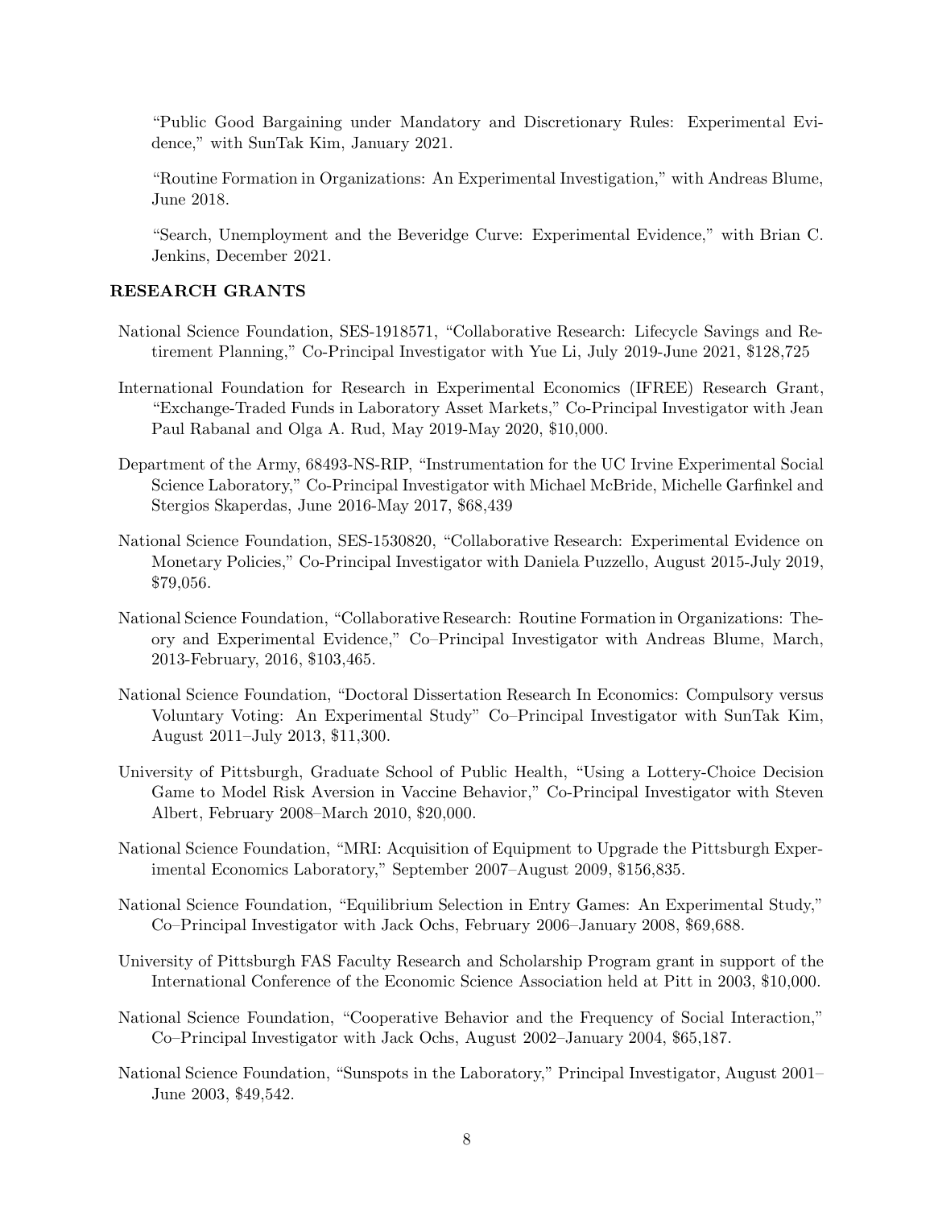"Public Good Bargaining under Mandatory and Discretionary Rules: Experimental Evidence," with SunTak Kim, January 2021.

"Routine Formation in Organizations: An Experimental Investigation," with Andreas Blume, June 2018.

"Search, Unemployment and the Beveridge Curve: Experimental Evidence," with Brian C. Jenkins, December 2021.

## RESEARCH GRANTS

National Science Foundation, SES-1918571, "Collaborative Research: Lifecycle Savings and Retirement Planning," Co-Principal Investigator with Yue Li, July 2019-June 2021, $128,725

International Foundation for Research in Experimental Economics (IFREE) Research Grant, "Exchange-Traded Funds in Laboratory Asset Markets," Co-Principal Investigator with Jean Paul Rabanal and Olga A. Rud, May 2019-May 2020, $10,000.

Department of the Army, 68493-NS-RIP, "Instrumentation for the UC Irvine Experimental Social Science Laboratory," Co-Principal Investigator with Michael McBride, Michelle Garfinkel and Stergios Skaperdas, June 2016-May 2017, $68,439

National Science Foundation, SES-1530820, "Collaborative Research: Experimental Evidence on Monetary Policies," Co-Principal Investigator with Daniela Puzzello, August 2015-July 2019, $79,056.

National Science Foundation, "Collaborative Research: Routine Formation in Organizations: Theory and Experimental Evidence," Co–Principal Investigator with Andreas Blume, March, 2013-February, 2016, $103,465.

National Science Foundation, "Doctoral Dissertation Research In Economics: Compulsory versus Voluntary Voting: An Experimental Study" Co–Principal Investigator with SunTak Kim, August 2011–July 2013, $11,300.

University of Pittsburgh, Graduate School of Public Health, "Using a Lottery-Choice Decision Game to Model Risk Aversion in Vaccine Behavior," Co-Principal Investigator with Steven Albert, February 2008–March 2010, $20,000.

National Science Foundation, "MRI: Acquisition of Equipment to Upgrade the Pittsburgh Experimental Economics Laboratory," September 2007–August 2009, $156,835.

National Science Foundation, "Equilibrium Selection in Entry Games: An Experimental Study," Co–Principal Investigator with Jack Ochs, February 2006–January 2008, $69,688.

University of Pittsburgh FAS Faculty Research and Scholarship Program grant in support of the International Conference of the Economic Science Association held at Pitt in 2003, $10,000.

National Science Foundation, "Cooperative Behavior and the Frequency of Social Interaction," Co–Principal Investigator with Jack Ochs, August 2002–January 2004, $65,187.

National Science Foundation, "Sunspots in the Laboratory," Principal Investigator, August 2001–June 2003, $49,542.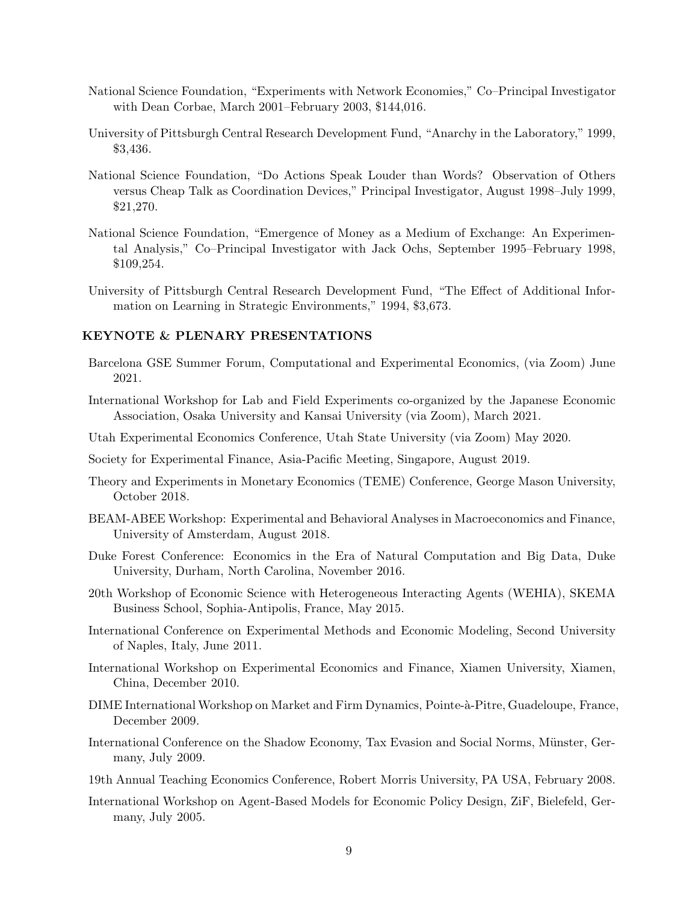National Science Foundation, "Experiments with Network Economies," Co–Principal Investigator with Dean Corbae, March 2001–February 2003, $144,016.

University of Pittsburgh Central Research Development Fund, "Anarchy in the Laboratory," 1999, $3,436.

National Science Foundation, "Do Actions Speak Louder than Words? Observation of Others versus Cheap Talk as Coordination Devices," Principal Investigator, August 1998–July 1999, $21,270.

National Science Foundation, "Emergence of Money as a Medium of Exchange: An Experimental Analysis," Co–Principal Investigator with Jack Ochs, September 1995–February 1998, $109,254.

University of Pittsburgh Central Research Development Fund, "The Effect of Additional Information on Learning in Strategic Environments," 1994, $3,673.

### KEYNOTE & PLENARY PRESENTATIONS

Barcelona GSE Summer Forum, Computational and Experimental Economics, (via Zoom) June 2021.

International Workshop for Lab and Field Experiments co-organized by the Japanese Economic Association, Osaka University and Kansai University (via Zoom), March 2021.

Utah Experimental Economics Conference, Utah State University (via Zoom) May 2020.

Society for Experimental Finance, Asia-Pacific Meeting, Singapore, August 2019.

Theory and Experiments in Monetary Economics (TEME) Conference, George Mason University, October 2018.

BEAM-ABEE Workshop: Experimental and Behavioral Analyses in Macroeconomics and Finance, University of Amsterdam, August 2018.

Duke Forest Conference: Economics in the Era of Natural Computation and Big Data, Duke University, Durham, North Carolina, November 2016.

20th Workshop of Economic Science with Heterogeneous Interacting Agents (WEHIA), SKEMA Business School, Sophia-Antipolis, France, May 2015.

International Conference on Experimental Methods and Economic Modeling, Second University of Naples, Italy, June 2011.

International Workshop on Experimental Economics and Finance, Xiamen University, Xiamen, China, December 2010.

DIME International Workshop on Market and Firm Dynamics, Pointe-à-Pitre, Guadeloupe, France, December 2009.

International Conference on the Shadow Economy, Tax Evasion and Social Norms, Münster, Germany, July 2009.

19th Annual Teaching Economics Conference, Robert Morris University, PA USA, February 2008.

International Workshop on Agent-Based Models for Economic Policy Design, ZiF, Bielefeld, Germany, July 2005.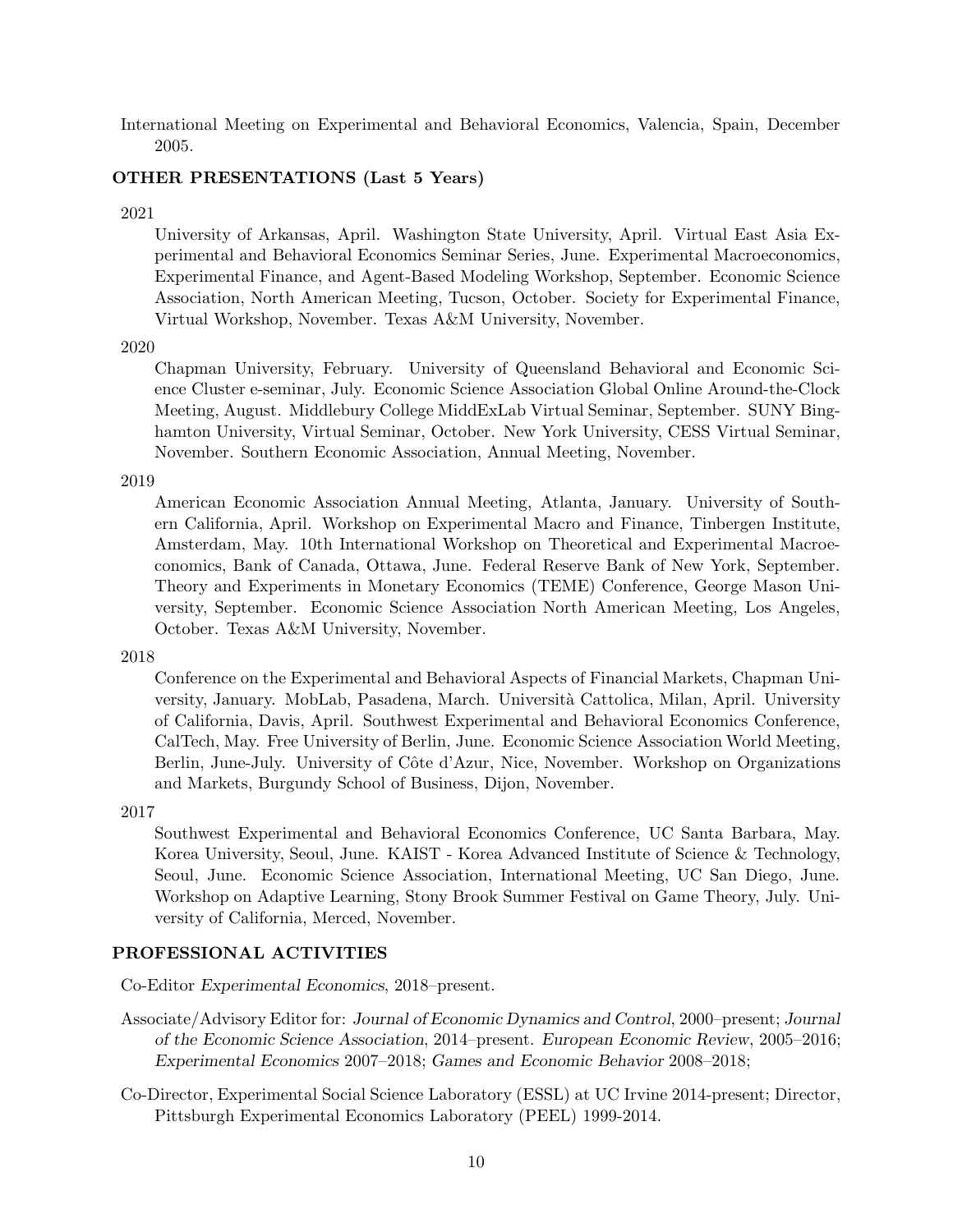International Meeting on Experimental and Behavioral Economics, Valencia, Spain, December 2005.

### OTHER PRESENTATIONS (Last 5 Years)

2021

University of Arkansas, April. Washington State University, April. Virtual East Asia Experimental and Behavioral Economics Seminar Series, June. Experimental Macroeconomics, Experimental Finance, and Agent-Based Modeling Workshop, September. Economic Science Association, North American Meeting, Tucson, October. Society for Experimental Finance, Virtual Workshop, November. Texas A&M University, November.

2020

Chapman University, February. University of Queensland Behavioral and Economic Science Cluster e-seminar, July. Economic Science Association Global Online Around-the-Clock Meeting, August. Middlebury College MiddExLab Virtual Seminar, September. SUNY Binghamton University, Virtual Seminar, October. New York University, CESS Virtual Seminar, November. Southern Economic Association, Annual Meeting, November.

2019

American Economic Association Annual Meeting, Atlanta, January. University of Southern California, April. Workshop on Experimental Macro and Finance, Tinbergen Institute, Amsterdam, May. 10th International Workshop on Theoretical and Experimental Macroeconomics, Bank of Canada, Ottawa, June. Federal Reserve Bank of New York, September. Theory and Experiments in Monetary Economics (TEME) Conference, George Mason University, September. Economic Science Association North American Meeting, Los Angeles, October. Texas A&M University, November.

2018

Conference on the Experimental and Behavioral Aspects of Financial Markets, Chapman University, January. MobLab, Pasadena, March. Università Cattolica, Milan, April. University of California, Davis, April. Southwest Experimental and Behavioral Economics Conference, CalTech, May. Free University of Berlin, June. Economic Science Association World Meeting, Berlin, June-July. University of Côte d'Azur, Nice, November. Workshop on Organizations and Markets, Burgundy School of Business, Dijon, November.

2017

Southwest Experimental and Behavioral Economics Conference, UC Santa Barbara, May. Korea University, Seoul, June. KAIST - Korea Advanced Institute of Science & Technology, Seoul, June. Economic Science Association, International Meeting, UC San Diego, June. Workshop on Adaptive Learning, Stony Brook Summer Festival on Game Theory, July. University of California, Merced, November.

### PROFESSIONAL ACTIVITIES

Co-Editor *Experimental Economics*, 2018–present.

Associate/Advisory Editor for: *Journal of Economic Dynamics and Control*, 2000–present; *Journal of the Economic Science Association*, 2014–present. *European Economic Review*, 2005–2016; *Experimental Economics* 2007–2018; *Games and Economic Behavior* 2008–2018;

Co-Director, Experimental Social Science Laboratory (ESSL) at UC Irvine 2014-present; Director, Pittsburgh Experimental Economics Laboratory (PEEL) 1999-2014.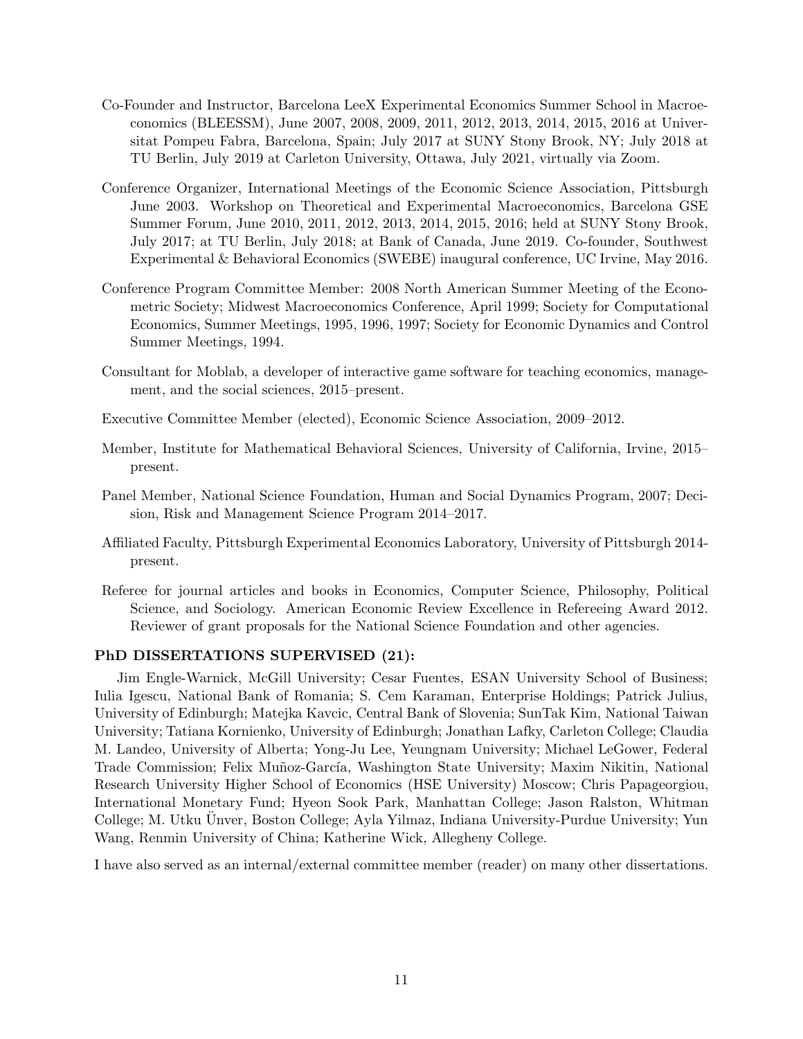Co-Founder and Instructor, Barcelona LeeX Experimental Economics Summer School in Macroeconomics (BLEESSM), June 2007, 2008, 2009, 2011, 2012, 2013, 2014, 2015, 2016 at Universitat Pompeu Fabra, Barcelona, Spain; July 2017 at SUNY Stony Brook, NY; July 2018 at TU Berlin, July 2019 at Carleton University, Ottawa, July 2021, virtually via Zoom.

Conference Organizer, International Meetings of the Economic Science Association, Pittsburgh June 2003. Workshop on Theoretical and Experimental Macroeconomics, Barcelona GSE Summer Forum, June 2010, 2011, 2012, 2013, 2014, 2015, 2016; held at SUNY Stony Brook, July 2017; at TU Berlin, July 2018; at Bank of Canada, June 2019. Co-founder, Southwest Experimental & Behavioral Economics (SWEBE) inaugural conference, UC Irvine, May 2016.

Conference Program Committee Member: 2008 North American Summer Meeting of the Econometric Society; Midwest Macroeconomics Conference, April 1999; Society for Computational Economics, Summer Meetings, 1995, 1996, 1997; Society for Economic Dynamics and Control Summer Meetings, 1994.

Consultant for Moblab, a developer of interactive game software for teaching economics, management, and the social sciences, 2015–present.

Executive Committee Member (elected), Economic Science Association, 2009–2012.

Member, Institute for Mathematical Behavioral Sciences, University of California, Irvine, 2015–present.

Panel Member, National Science Foundation, Human and Social Dynamics Program, 2007; Decision, Risk and Management Science Program 2014–2017.

Affiliated Faculty, Pittsburgh Experimental Economics Laboratory, University of Pittsburgh 2014-present.

Referee for journal articles and books in Economics, Computer Science, Philosophy, Political Science, and Sociology. American Economic Review Excellence in Refereeing Award 2012. Reviewer of grant proposals for the National Science Foundation and other agencies.

**PhD DISSERTATIONS SUPERVISED (21):**

Jim Engle-Warnick, McGill University; Cesar Fuentes, ESAN University School of Business; Iulia Igescu, National Bank of Romania; S. Cem Karaman, Enterprise Holdings; Patrick Julius, University of Edinburgh; Matejka Kavcic, Central Bank of Slovenia; SunTak Kim, National Taiwan University; Tatiana Kornienko, University of Edinburgh; Jonathan Lafky, Carleton College; Claudia M. Landeo, University of Alberta; Yong-Ju Lee, Yeungnam University; Michael LeGower, Federal Trade Commission; Felix Muñoz-García, Washington State University; Maxim Nikitin, National Research University Higher School of Economics (HSE University) Moscow; Chris Papageorgiou, International Monetary Fund; Hyeon Sook Park, Manhattan College; Jason Ralston, Whitman College; M. Utku Ünver, Boston College; Ayla Yilmaz, Indiana University-Purdue University; Yun Wang, Renmin University of China; Katherine Wick, Allegheny College.

I have also served as an internal/external committee member (reader) on many other dissertations.